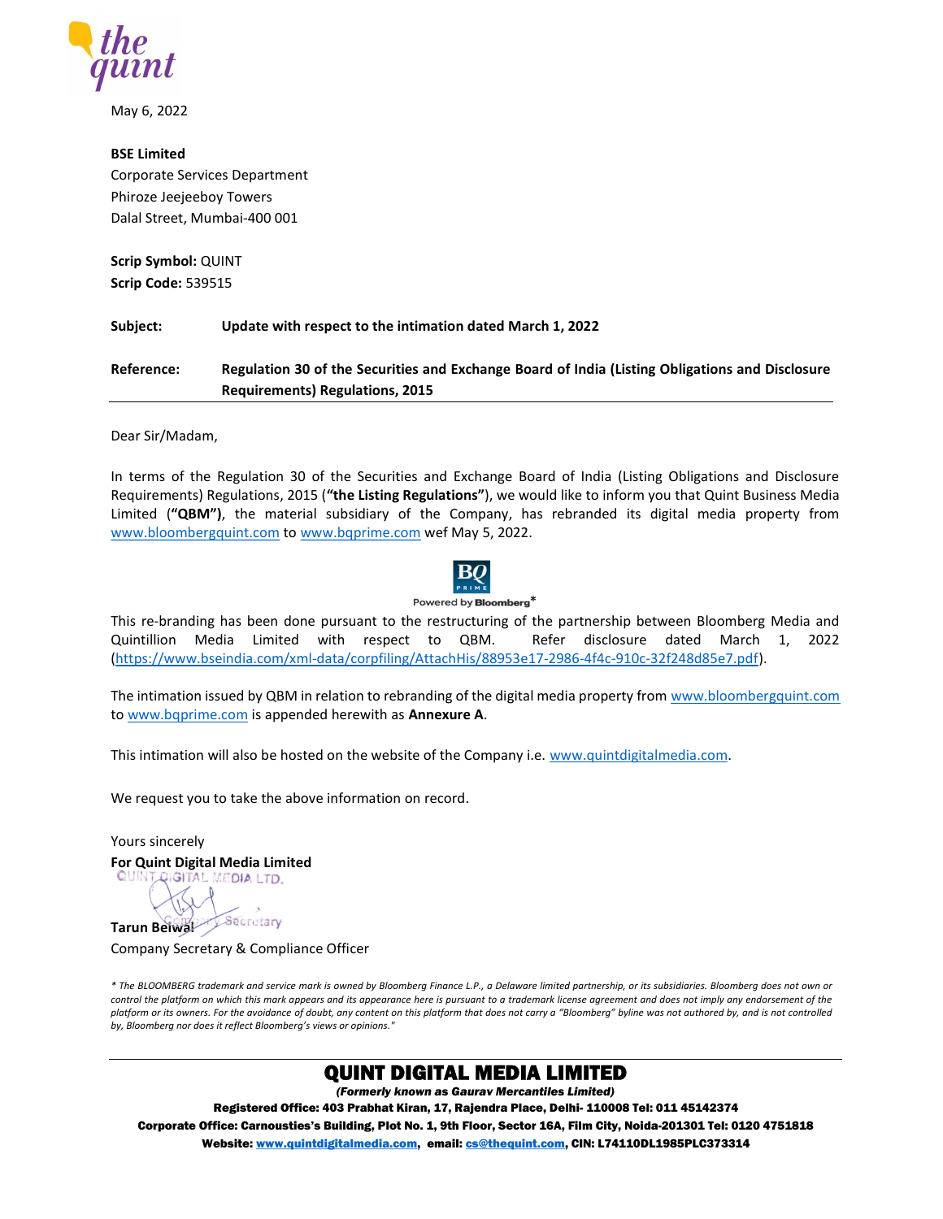May 6, 2022

**BSE Limited**
Corporate Services Department
Phiroze Jeejeeboy Towers
Dalal Street, Mumbai-400 001

**Scrip Symbol:** QUINT
**Scrip Code:** 539515

**Subject:** **Update with respect to the intimation dated March 1, 2022**

**Reference:** **Regulation 30 of the Securities and Exchange Board of India (Listing Obligations and Disclosure Requirements) Regulations, 2015**

---

Dear Sir/Madam,

In terms of the Regulation 30 of the Securities and Exchange Board of India (Listing Obligations and Disclosure Requirements) Regulations, 2015 (**"the Listing Regulations"**), we would like to inform you that Quint Business Media Limited (**"QBM")**, the material subsidiary of the Company, has rebranded its digital media property from www.bloombergquint.com to www.bqprime.com wef May 5, 2022.

BQ PRIME
Powered by Bloomberg*

This re-branding has been done pursuant to the restructuring of the partnership between Bloomberg Media and Quintillion Media Limited with respect to QBM. Refer disclosure dated March 1, 2022 (https://www.bseindia.com/xml-data/corpfiling/AttachHis/88953e17-2986-4f4c-910c-32f248d85e7.pdf).

The intimation issued by QBM in relation to rebranding of the digital media property from www.bloombergquint.com to www.bqprime.com is appended herewith as **Annexure A**.

This intimation will also be hosted on the website of the Company i.e. www.quintdigitalmedia.com.

We request you to take the above information on record.

Yours sincerely
**For Quint Digital Media Limited**

**Tarun Belwal**
Company Secretary & Compliance Officer

*\* The BLOOMBERG trademark and service mark is owned by Bloomberg Finance L.P., a Delaware limited partnership, or its subsidiaries. Bloomberg does not own or control the platform on which this mark appears and its appearance here is pursuant to a trademark license agreement and does not imply any endorsement of the platform or its owners. For the avoidance of doubt, any content on this platform that does not carry a "Bloomberg" byline was not authored by, and is not controlled by, Bloomberg nor does it reflect Bloomberg's views or opinions."*

**QUINT DIGITAL MEDIA LIMITED**
***(Formerly known as Gaurav Mercantiles Limited)***
**Registered Office: 403 Prabhat Kiran, 17, Rajendra Place, Delhi- 110008 Tel: 011 45142374**
**Corporate Office: Carnousties's Building, Plot No. 1, 9th Floor, Sector 16A, Film City, Noida-201301 Tel: 0120 4751818**
**Website: www.quintdigitalmedia.com, email: cs@thequint.com, CIN: L74110DL1985PLC373314**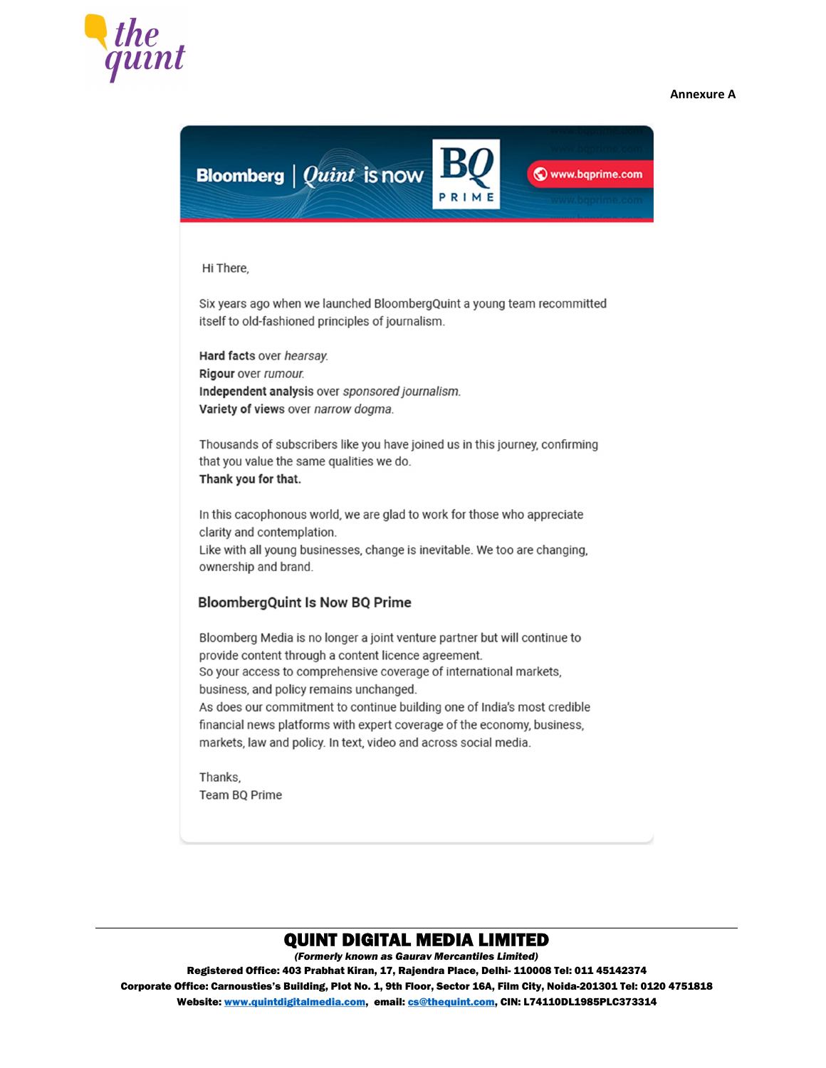Annexure A

Bloomberg | Quint is now BQ PRIME www.bqprime.com

Hi There,

Six years ago when we launched BloombergQuint a young team recommitted itself to old-fashioned principles of journalism.

**Hard facts** over *hearsay.*
**Rigour** over *rumour.*
**Independent analysis** over *sponsored journalism.*
**Variety of views** over *narrow dogma.*

Thousands of subscribers like you have joined us in this journey, confirming that you value the same qualities we do.
**Thank you for that.**

In this cacophonous world, we are glad to work for those who appreciate clarity and contemplation.
Like with all young businesses, change is inevitable. We too are changing, ownership and brand.

### BloombergQuint Is Now BQ Prime

Bloomberg Media is no longer a joint venture partner but will continue to provide content through a content licence agreement.
So your access to comprehensive coverage of international markets, business, and policy remains unchanged.
As does our commitment to continue building one of India's most credible financial news platforms with expert coverage of the economy, business, markets, law and policy. In text, video and across social media.

Thanks,
Team BQ Prime